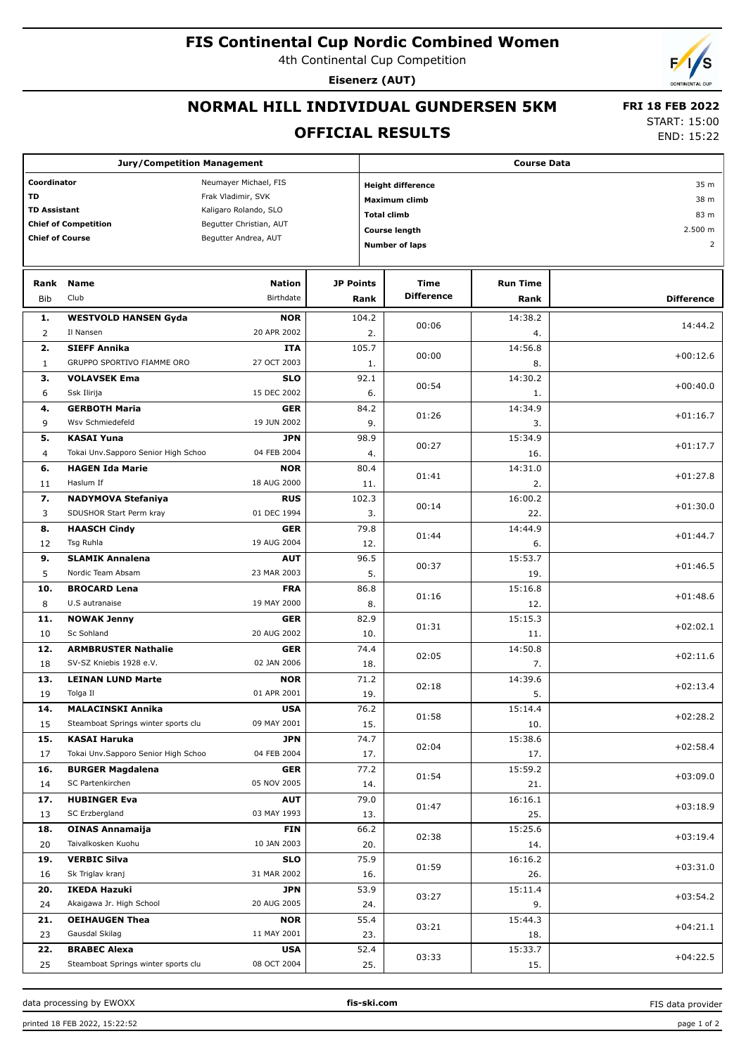# FIS Continental Cup Nordic Combined Women

4th Continental Cup Competition

**Eisenerz (AUT)**

## NORMAL HILL INDIVIDUAL GUNDERSEN 5KM

## OFFICIAL RESULTS

**FRI 18 FEB 2022**

START: 15:00
END: 15:22

| Jury/Competition Management | |
|---|---|
| Coordinator | Neumayer Michael, FIS |
| TD | Frak Vladimir, SVK |
| TD Assistant | Kaligaro Rolando, SLO |
| Chief of Competition | Begutter Christian, AUT |
| Chief of Course | Begutter Andrea, AUT |

| Course Data | |
|---|---|
| Height difference | 35 m |
| Maximum climb | 38 m |
| Total climb | 83 m |
| Course length | 2.500 m |
| Number of laps | 2 |

| Rank | Bib | Name | Club | Nation | Birthdate | JP Points | JP Rank | Time Difference | Run Time | Run Rank | Difference |
|---|---|---|---|---|---|---|---|---|---|---|---|
| 1. | 2 | WESTVOLD HANSEN Gyda | Il Nansen | NOR | 20 APR 2002 | 104.2 | 2. | 00:06 | 14:38.2 | 4. | 14:44.2 |
| 2. | 1 | SIEFF Annika | GRUPPO SPORTIVO FIAMME ORO | ITA | 27 OCT 2003 | 105.7 | 1. | 00:00 | 14:56.8 | 8. | +00:12.6 |
| 3. | 6 | VOLAVSEK Ema | Ssk Ilirija | SLO | 15 DEC 2002 | 92.1 | 6. | 00:54 | 14:30.2 | 1. | +00:40.0 |
| 4. | 9 | GERBOTH Maria | Wsv Schmiedefeld | GER | 19 JUN 2002 | 84.2 | 9. | 01:26 | 14:34.9 | 3. | +01:16.7 |
| 5. | 4 | KASAI Yuna | Tokai Unv.Sapporo Senior High Schoo | JPN | 04 FEB 2004 | 98.9 | 4. | 00:27 | 15:34.9 | 16. | +01:17.7 |
| 6. | 11 | HAGEN Ida Marie | Haslum If | NOR | 18 AUG 2000 | 80.4 | 11. | 01:41 | 14:31.0 | 2. | +01:27.8 |
| 7. | 3 | NADYMOVA Stefaniya | SDUSHOR Start Perm kray | RUS | 01 DEC 1994 | 102.3 | 3. | 00:14 | 16:00.2 | 22. | +01:30.0 |
| 8. | 12 | HAASCH Cindy | Tsg Ruhla | GER | 19 AUG 2004 | 79.8 | 12. | 01:44 | 14:44.9 | 6. | +01:44.7 |
| 9. | 5 | SLAMIK Annalena | Nordic Team Absam | AUT | 23 MAR 2003 | 96.5 | 5. | 00:37 | 15:53.7 | 19. | +01:46.5 |
| 10. | 8 | BROCARD Lena | U.S autranaise | FRA | 19 MAY 2000 | 86.8 | 8. | 01:16 | 15:16.8 | 12. | +01:48.6 |
| 11. | 10 | NOWAK Jenny | Sc Sohland | GER | 20 AUG 2002 | 82.9 | 10. | 01:31 | 15:15.3 | 11. | +02:02.1 |
| 12. | 18 | ARMBRUSTER Nathalie | SV-SZ Kniebis 1928 e.V. | GER | 02 JAN 2006 | 74.4 | 18. | 02:05 | 14:50.8 | 7. | +02:11.6 |
| 13. | 19 | LEINAN LUND Marte | Tolga Il | NOR | 01 APR 2001 | 71.2 | 19. | 02:18 | 14:39.6 | 5. | +02:13.4 |
| 14. | 15 | MALACINSKI Annika | Steamboat Springs winter sports clu | USA | 09 MAY 2001 | 76.2 | 15. | 01:58 | 15:14.4 | 10. | +02:28.2 |
| 15. | 17 | KASAI Haruka | Tokai Unv.Sapporo Senior High Schoo | JPN | 04 FEB 2004 | 74.7 | 17. | 02:04 | 15:38.6 | 17. | +02:58.4 |
| 16. | 14 | BURGER Magdalena | SC Partenkirchen | GER | 05 NOV 2005 | 77.2 | 14. | 01:54 | 15:59.2 | 21. | +03:09.0 |
| 17. | 13 | HUBINGER Eva | SC Erzbergland | AUT | 03 MAY 1993 | 79.0 | 13. | 01:47 | 16:16.1 | 25. | +03:18.9 |
| 18. | 20 | OINAS Annamaija | Taivalkosken Kuohu | FIN | 10 JAN 2003 | 66.2 | 20. | 02:38 | 15:25.6 | 14. | +03:19.4 |
| 19. | 16 | VERBIC Silva | Sk Triglav kranj | SLO | 31 MAR 2002 | 75.9 | 16. | 01:59 | 16:16.2 | 26. | +03:31.0 |
| 20. | 24 | IKEDA Hazuki | Akaigawa Jr. High School | JPN | 20 AUG 2005 | 53.9 | 24. | 03:27 | 15:11.4 | 9. | +03:54.2 |
| 21. | 23 | OEIHAUGEN Thea | Gausdal Skilag | NOR | 11 MAY 2001 | 55.4 | 23. | 03:21 | 15:44.3 | 18. | +04:21.1 |
| 22. | 25 | BRABEC Alexa | Steamboat Springs winter sports clu | USA | 08 OCT 2004 | 52.4 | 25. | 03:33 | 15:33.7 | 15. | +04:22.5 |

data processing by EWOXX | fis-ski.com | FIS data provider

printed 18 FEB 2022, 15:22:52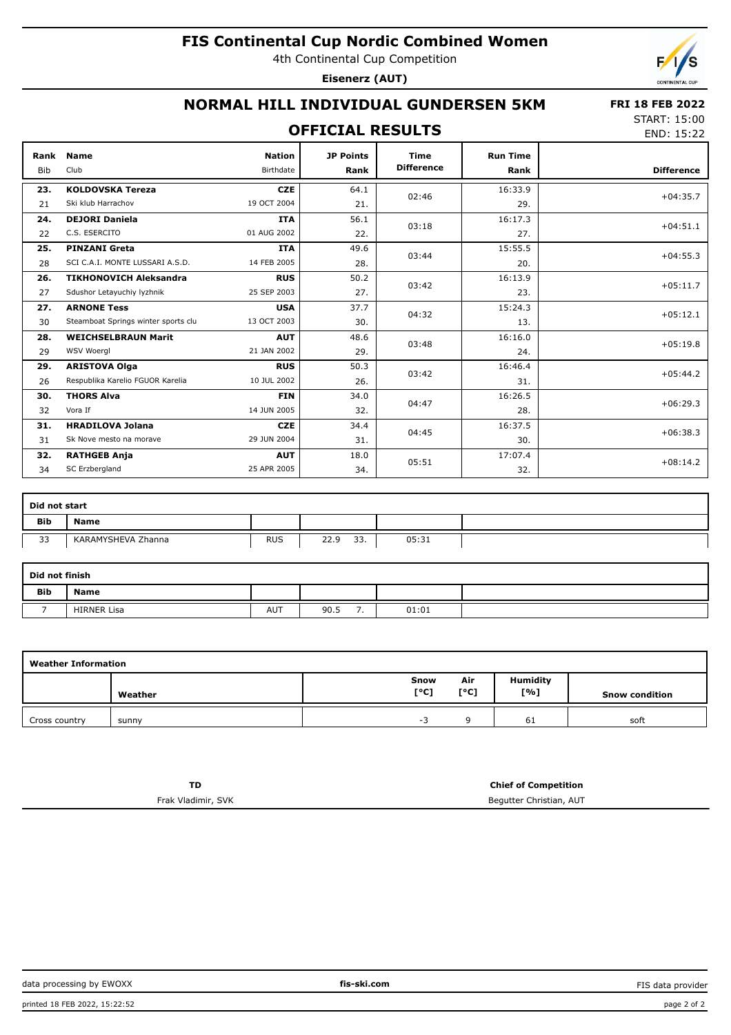# FIS Continental Cup Nordic Combined Women

4th Continental Cup Competition

**Eisenerz (AUT)**

## NORMAL HILL INDIVIDUAL GUNDERSEN 5KM

**FRI 18 FEB 2022**

START: 15:00
END: 15:22

## OFFICIAL RESULTS

| Rank / Bib | Name / Club | Nation / Birthdate | JP Points / Rank | Time Difference | Run Time / Rank | Difference |
|---|---|---|---|---|---|---|
| **23.** / 21 | **KOLDOVSKA Tereza** / Ski klub Harrachov | **CZE** / 19 OCT 2004 | 64.1 / 21. | 02:46 | 16:33.9 / 29. | +04:35.7 |
| **24.** / 22 | **DEJORI Daniela** / C.S. ESERCITO | **ITA** / 01 AUG 2002 | 56.1 / 22. | 03:18 | 16:17.3 / 27. | +04:51.1 |
| **25.** / 28 | **PINZANI Greta** / SCI C.A.I. MONTE LUSSARI A.S.D. | **ITA** / 14 FEB 2005 | 49.6 / 28. | 03:44 | 15:55.5 / 20. | +04:55.3 |
| **26.** / 27 | **TIKHONOVICH Aleksandra** / Sdushor Letayuchiy lyzhnik | **RUS** / 25 SEP 2003 | 50.2 / 27. | 03:42 | 16:13.9 / 23. | +05:11.7 |
| **27.** / 30 | **ARNONE Tess** / Steamboat Springs winter sports clu | **USA** / 13 OCT 2003 | 37.7 / 30. | 04:32 | 15:24.3 / 13. | +05:12.1 |
| **28.** / 29 | **WEICHSELBRAUN Marit** / WSV Woergl | **AUT** / 21 JAN 2002 | 48.6 / 29. | 03:48 | 16:16.0 / 24. | +05:19.8 |
| **29.** / 26 | **ARISTOVA Olga** / Respublika Karelio FGUOR Karelia | **RUS** / 10 JUL 2002 | 50.3 / 26. | 03:42 | 16:46.4 / 31. | +05:44.2 |
| **30.** / 32 | **THORS Alva** / Vora If | **FIN** / 14 JUN 2005 | 34.0 / 32. | 04:47 | 16:26.5 / 28. | +06:29.3 |
| **31.** / 31 | **HRADILOVA Jolana** / Sk Nove mesto na morave | **CZE** / 29 JUN 2004 | 34.4 / 31. | 04:45 | 16:37.5 / 30. | +06:38.3 |
| **32.** / 34 | **RATHGEB Anja** / SC Erzbergland | **AUT** / 25 APR 2005 | 18.0 / 34. | 05:51 | 17:07.4 / 32. | +08:14.2 |

**Did not start**

| Bib | Name | | | | |
|---|---|---|---|---|---|
| 33 | KARAMYSHEVA Zhanna | RUS | 22.9 33. | 05:31 | |

**Did not finish**

| Bib | Name | | | | |
|---|---|---|---|---|---|
| 7 | HIRNER Lisa | AUT | 90.5 7. | 01:01 | |

**Weather Information**

| | Weather | Snow [°C] | Air [°C] | Humidity [%] | Snow condition |
|---|---|---|---|---|---|
| Cross country | sunny | -3 | 9 | 61 | soft |

**TD**
Frak Vladimir, SVK

**Chief of Competition**
Begutter Christian, AUT

data processing by EWOXX — fis-ski.com — FIS data provider

printed 18 FEB 2022, 15:22:52